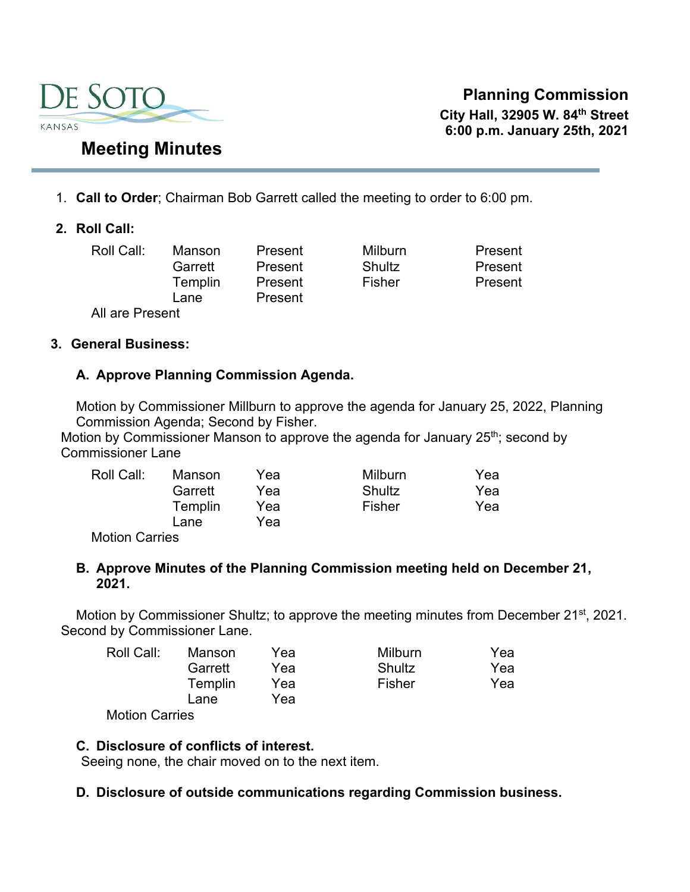DE SOTO
KANSAS

# Meeting Minutes

**Planning Commission**
**City Hall, 32905 W. 84th Street**
**6:00 p.m. January 25th, 2021**

1. **Call to Order**; Chairman Bob Garrett called the meeting to order to 6:00 pm.

2. **Roll Call:**

| Roll Call: | Manson | Present | Milburn | Present |
|---|---|---|---|---|
| | Garrett | Present | Shultz | Present |
| | Templin | Present | Fisher | Present |
| | Lane | Present | | |

All are Present

3. **General Business:**

**A. Approve Planning Commission Agenda.**

Motion by Commissioner Millburn to approve the agenda for January 25, 2022, Planning Commission Agenda; Second by Fisher.
Motion by Commissioner Manson to approve the agenda for January 25th; second by Commissioner Lane

| Roll Call: | Manson | Yea | Milburn | Yea |
|---|---|---|---|---|
| | Garrett | Yea | Shultz | Yea |
| | Templin | Yea | Fisher | Yea |
| | Lane | Yea | | |

Motion Carries

**B. Approve Minutes of the Planning Commission meeting held on December 21, 2021.**

Motion by Commissioner Shultz; to approve the meeting minutes from December 21st, 2021. Second by Commissioner Lane.

| Roll Call: | Manson | Yea | Milburn | Yea |
|---|---|---|---|---|
| | Garrett | Yea | Shultz | Yea |
| | Templin | Yea | Fisher | Yea |
| | Lane | Yea | | |

Motion Carries

**C. Disclosure of conflicts of interest.**
Seeing none, the chair moved on to the next item.

**D. Disclosure of outside communications regarding Commission business.**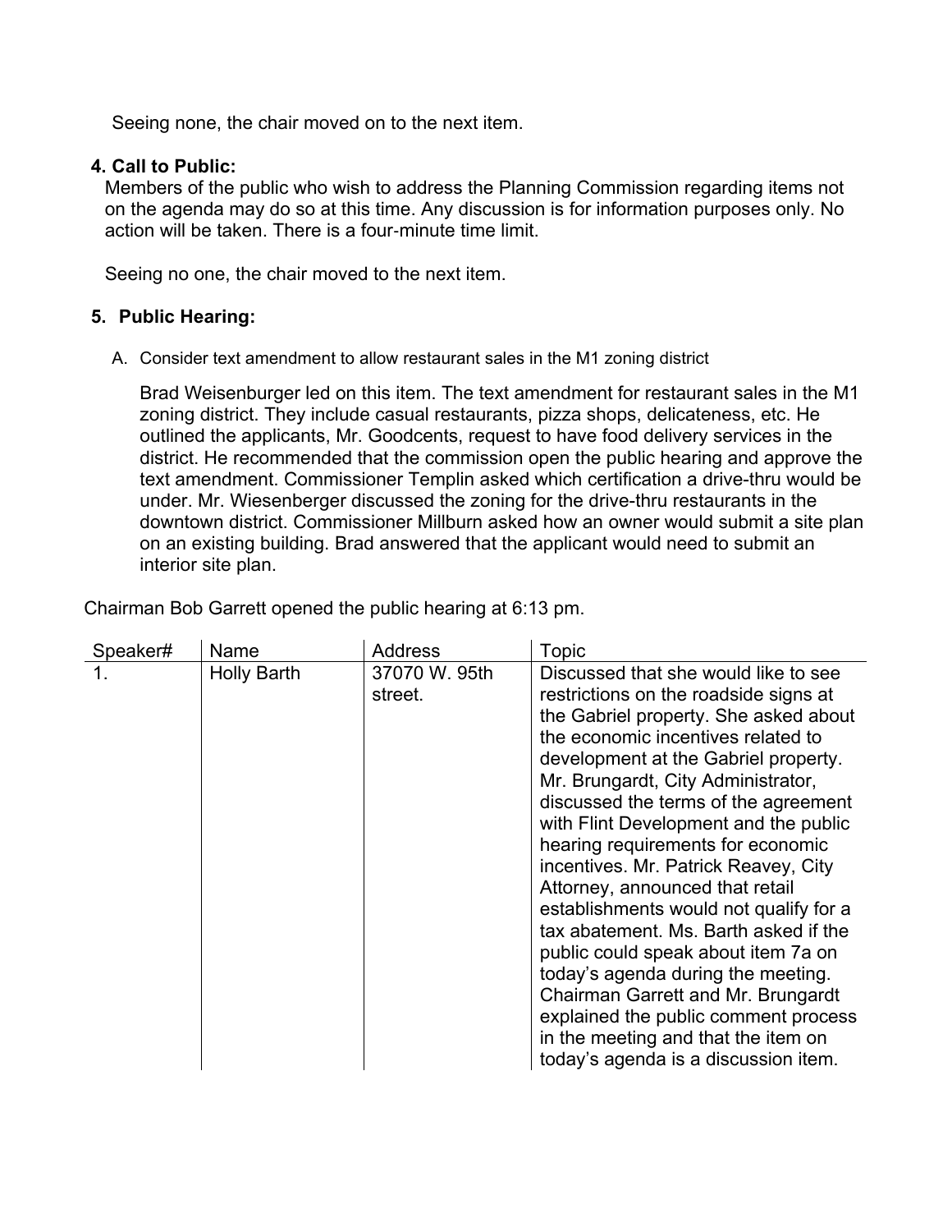Seeing none, the chair moved on to the next item.

**4. Call to Public:**

Members of the public who wish to address the Planning Commission regarding items not on the agenda may do so at this time. Any discussion is for information purposes only. No action will be taken. There is a four-minute time limit.

Seeing no one, the chair moved to the next item.

**5. Public Hearing:**

A. Consider text amendment to allow restaurant sales in the M1 zoning district

Brad Weisenburger led on this item. The text amendment for restaurant sales in the M1 zoning district. They include casual restaurants, pizza shops, delicateness, etc. He outlined the applicants, Mr. Goodcents, request to have food delivery services in the district. He recommended that the commission open the public hearing and approve the text amendment. Commissioner Templin asked which certification a drive-thru would be under. Mr. Wiesenberger discussed the zoning for the drive-thru restaurants in the downtown district. Commissioner Millburn asked how an owner would submit a site plan on an existing building. Brad answered that the applicant would need to submit an interior site plan.

Chairman Bob Garrett opened the public hearing at 6:13 pm.

| Speaker# | Name | Address | Topic |
| --- | --- | --- | --- |
| 1. | Holly Barth | 37070 W. 95th street. | Discussed that she would like to see restrictions on the roadside signs at the Gabriel property. She asked about the economic incentives related to development at the Gabriel property. Mr. Brungardt, City Administrator, discussed the terms of the agreement with Flint Development and the public hearing requirements for economic incentives. Mr. Patrick Reavey, City Attorney, announced that retail establishments would not qualify for a tax abatement. Ms. Barth asked if the public could speak about item 7a on today's agenda during the meeting. Chairman Garrett and Mr. Brungardt explained the public comment process in the meeting and that the item on today's agenda is a discussion item. |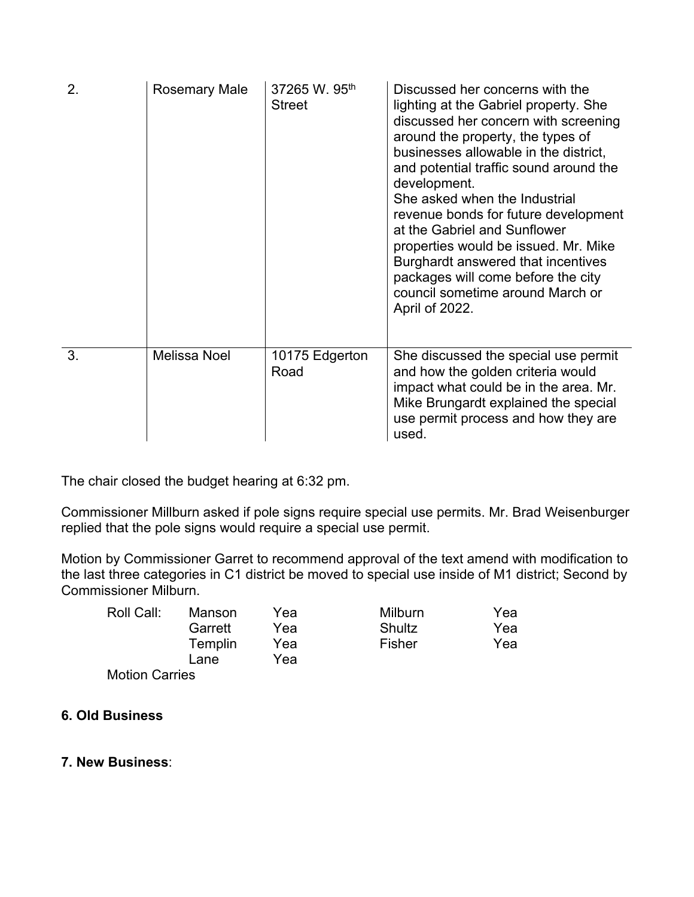| 2. | Rosemary Male | 37265 W. 95th Street | Discussed her concerns with the lighting at the Gabriel property. She discussed her concern with screening around the property, the types of businesses allowable in the district, and potential traffic sound around the development.<br>She asked when the Industrial revenue bonds for future development at the Gabriel and Sunflower properties would be issued. Mr. Mike Burghardt answered that incentives packages will come before the city council sometime around March or April of 2022. |
|---|---|---|---|
| 3. | Melissa Noel | 10175 Edgerton Road | She discussed the special use permit and how the golden criteria would impact what could be in the area. Mr. Mike Brungardt explained the special use permit process and how they are used. |

The chair closed the budget hearing at 6:32 pm.

Commissioner Millburn asked if pole signs require special use permits. Mr. Brad Weisenburger replied that the pole signs would require a special use permit.

Motion by Commissioner Garret to recommend approval of the text amend with modification to the last three categories in C1 district be moved to special use inside of M1 district; Second by Commissioner Milburn.

| Roll Call: | Manson | Yea | Milburn | Yea |
|---|---|---|---|---|
| | Garrett | Yea | Shultz | Yea |
| | Templin | Yea | Fisher | Yea |
| | Lane | Yea | | |

Motion Carries

**6. Old Business**

**7. New Business**: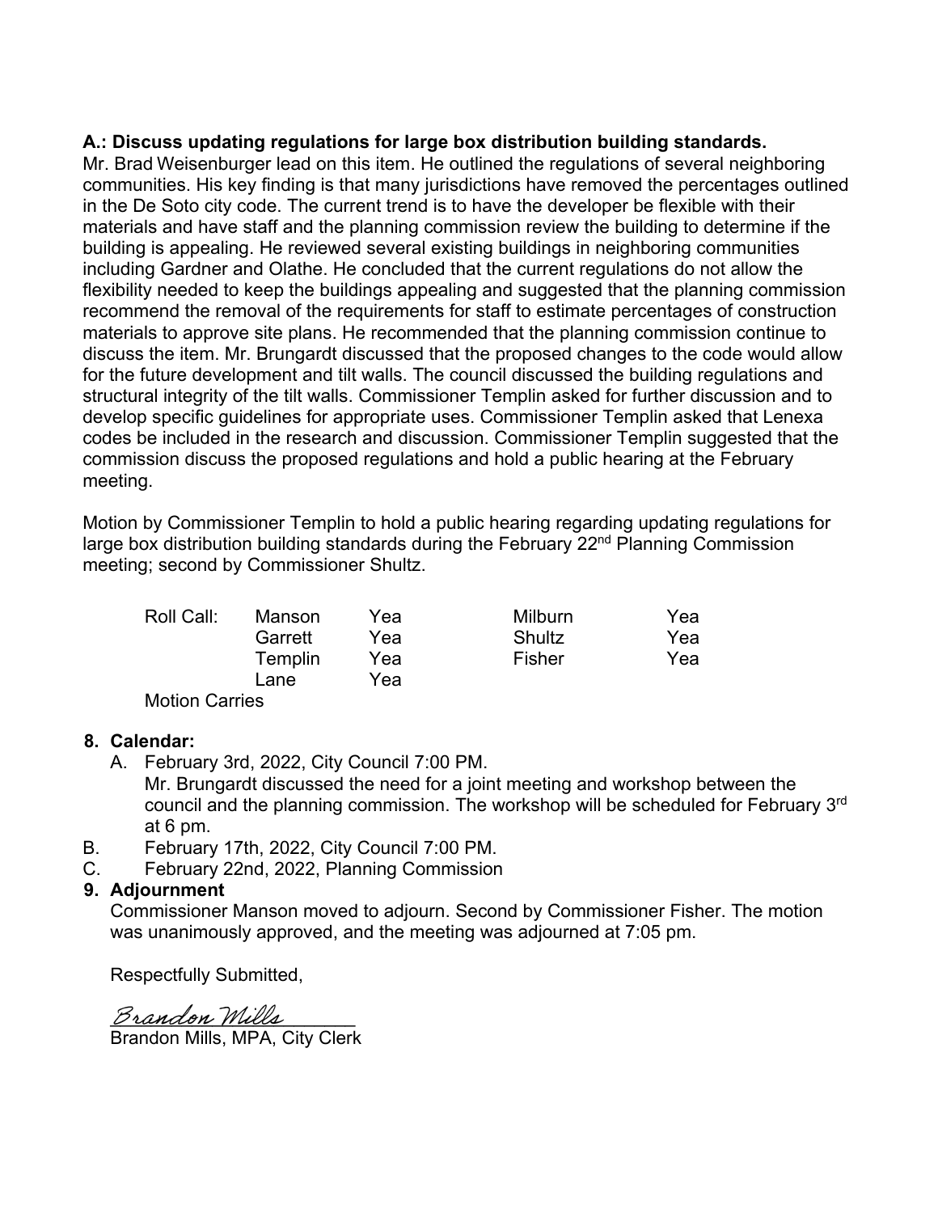**A.: Discuss updating regulations for large box distribution building standards.**

Mr. Brad Weisenburger lead on this item. He outlined the regulations of several neighboring communities. His key finding is that many jurisdictions have removed the percentages outlined in the De Soto city code. The current trend is to have the developer be flexible with their materials and have staff and the planning commission review the building to determine if the building is appealing. He reviewed several existing buildings in neighboring communities including Gardner and Olathe. He concluded that the current regulations do not allow the flexibility needed to keep the buildings appealing and suggested that the planning commission recommend the removal of the requirements for staff to estimate percentages of construction materials to approve site plans. He recommended that the planning commission continue to discuss the item. Mr. Brungardt discussed that the proposed changes to the code would allow for the future development and tilt walls. The council discussed the building regulations and structural integrity of the tilt walls. Commissioner Templin asked for further discussion and to develop specific guidelines for appropriate uses. Commissioner Templin asked that Lenexa codes be included in the research and discussion. Commissioner Templin suggested that the commission discuss the proposed regulations and hold a public hearing at the February meeting.

Motion by Commissioner Templin to hold a public hearing regarding updating regulations for large box distribution building standards during the February 22nd Planning Commission meeting; second by Commissioner Shultz.

| | | | | |
|---|---|---|---|---|
| Roll Call: | Manson | Yea | Milburn | Yea |
| | Garrett | Yea | Shultz | Yea |
| | Templin | Yea | Fisher | Yea |
| | Lane | Yea | | |

Motion Carries

**8. Calendar:**

A. February 3rd, 2022, City Council 7:00 PM.
Mr. Brungardt discussed the need for a joint meeting and workshop between the council and the planning commission. The workshop will be scheduled for February 3rd at 6 pm.

B. February 17th, 2022, City Council 7:00 PM.

C. February 22nd, 2022, Planning Commission

**9. Adjournment**

Commissioner Manson moved to adjourn. Second by Commissioner Fisher. The motion was unanimously approved, and the meeting was adjourned at 7:05 pm.

Respectfully Submitted,

*Brandon Mills*

Brandon Mills, MPA, City Clerk